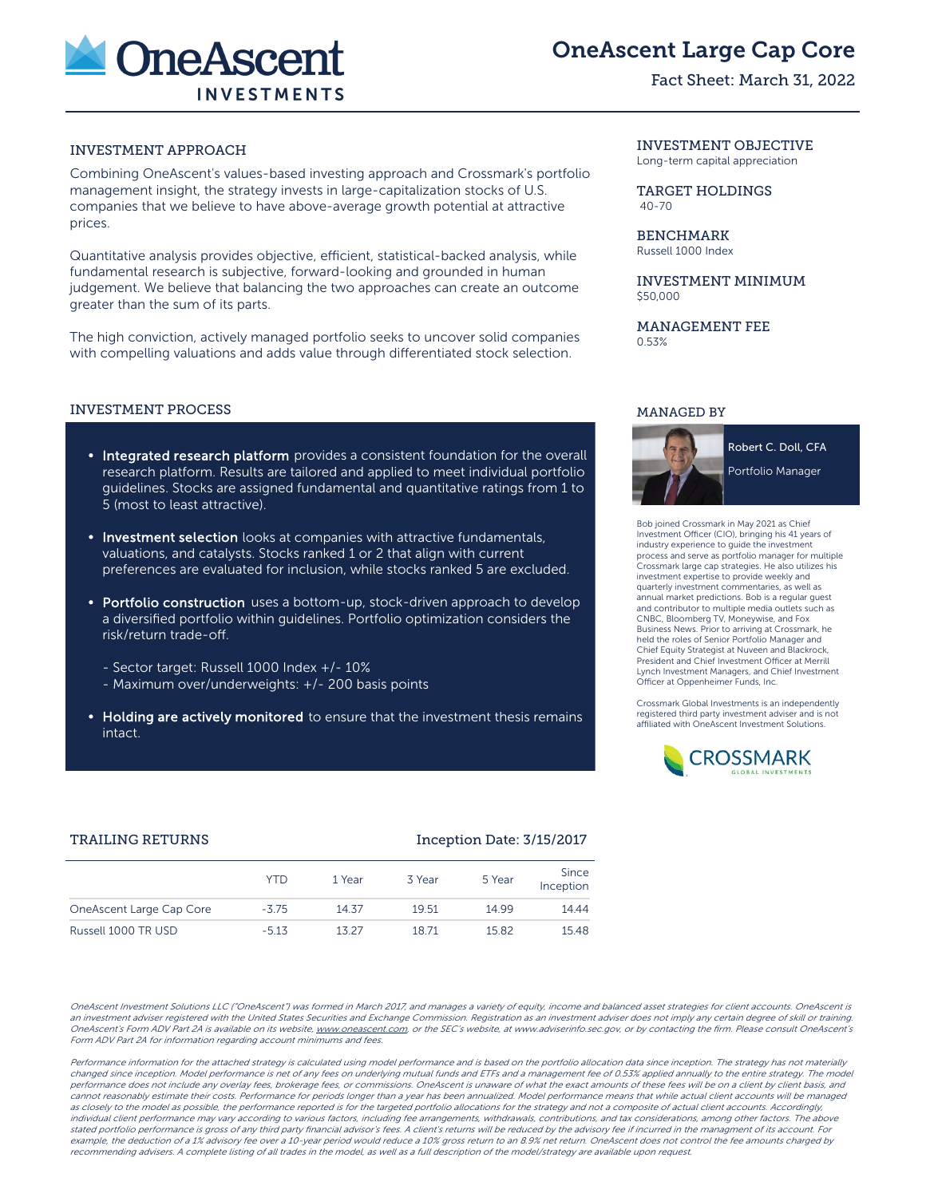# OneAscent Large Cap Core

Fact Sheet: March 31, 2022

OneAscent INVESTMENTS

## INVESTMENT APPROACH

Combining OneAscent's values-based investing approach and Crossmark's portfolio management insight, the strategy invests in large-capitalization stocks of U.S. companies that we believe to have above-average growth potential at attractive prices.

Quantitative analysis provides objective, efficient, statistical-backed analysis, while fundamental research is subjective, forward-looking and grounded in human judgement. We believe that balancing the two approaches can create an outcome greater than the sum of its parts.

The high conviction, actively managed portfolio seeks to uncover solid companies with compelling valuations and adds value through differentiated stock selection.

## INVESTMENT PROCESS

- **Integrated research platform** provides a consistent foundation for the overall research platform. Results are tailored and applied to meet individual portfolio guidelines. Stocks are assigned fundamental and quantitative ratings from 1 to 5 (most to least attractive).
- **Investment selection** looks at companies with attractive fundamentals, valuations, and catalysts. Stocks ranked 1 or 2 that align with current preferences are evaluated for inclusion, while stocks ranked 5 are excluded.
- **Portfolio construction** uses a bottom-up, stock-driven approach to develop a diversified portfolio within guidelines. Portfolio optimization considers the risk/return trade-off.

  - Sector target: Russell 1000 Index +/- 10%
  - Maximum over/underweights: +/- 200 basis points

- **Holding are actively monitored** to ensure that the investment thesis remains intact.

## INVESTMENT OBJECTIVE

Long-term capital appreciation

## TARGET HOLDINGS

40-70

## BENCHMARK

Russell 1000 Index

## INVESTMENT MINIMUM

$50,000

## MANAGEMENT FEE

0.53%

## MANAGED BY

Robert C. Doll, CFA

Portfolio Manager

Bob joined Crossmark in May 2021 as Chief Investment Officer (CIO), bringing his 41 years of industry experience to guide the investment process and serve as portfolio manager for multiple Crossmark large cap strategies. He also utilizes his investment expertise to provide weekly and quarterly investment commentaries, as well as annual market predictions. Bob is a regular guest and contributor to multiple media outlets such as CNBC, Bloomberg TV, Moneywise, and Fox Business News. Prior to arriving at Crossmark, he held the roles of Senior Portfolio Manager and Chief Equity Strategist at Nuveen and Blackrock, President and Chief Investment Officer at Merrill Lynch Investment Managers, and Chief Investment Officer at Oppenheimer Funds, Inc.

Crossmark Global Investments is an independently registered third party investment adviser and is not affiliated with OneAscent Investment Solutions.

CROSSMARK GLOBAL INVESTMENTS

## TRAILING RETURNS

Inception Date: 3/15/2017

| | YTD | 1 Year | 3 Year | 5 Year | Since Inception |
|---|---|---|---|---|---|
| OneAscent Large Cap Core | -3.75 | 14.37 | 19.51 | 14.99 | 14.44 |
| Russell 1000 TR USD | -5.13 | 13.27 | 18.71 | 15.82 | 15.48 |

*OneAscent Investment Solutions LLC ("OneAscent") was formed in March 2017, and manages a variety of equity, income and balanced asset strategies for client accounts. OneAscent is an investment adviser registered with the United States Securities and Exchange Commission. Registration as an investment adviser does not imply any certain degree of skill or training. OneAscent's Form ADV Part 2A is available on its website, www.oneascent.com, or the SEC's website, at www.adviserinfo.sec.gov, or by contacting the firm. Please consult OneAscent's Form ADV Part 2A for information regarding account minimums and fees.*

*Performance information for the attached strategy is calculated using model performance and is based on the portfolio allocation data since inception. The strategy has not materially changed since inception. Model performance is net of any fees on underlying mutual funds and ETFs and a management fee of 0.53% applied annually to the entire strategy. The model performance does not include any overlay fees, brokerage fees, or commissions. OneAscent is unaware of what the exact amounts of these fees will be on a client by client basis, and cannot reasonably estimate their costs. Performance for periods longer than a year has been annualized. Model performance means that while actual client accounts will be managed as closely to the model as possible, the performance reported is for the targeted portfolio allocations for the strategy and not a composite of actual client accounts. Accordingly, individual client performance may vary according to various factors, including fee arrangements, withdrawals, contributions, and tax considerations, among other factors. The above stated portfolio performance is gross of any third party financial advisor's fees. A client's returns will be reduced by the advisory fee if incurred in the managment of its account. For example, the deduction of a 1% advisory fee over a 10-year period would reduce a 10% gross return to an 8.9% net return. OneAscent does not control the fee amounts charged by recommending advisers. A complete listing of all trades in the model, as well as a full description of the model/strategy are available upon request.*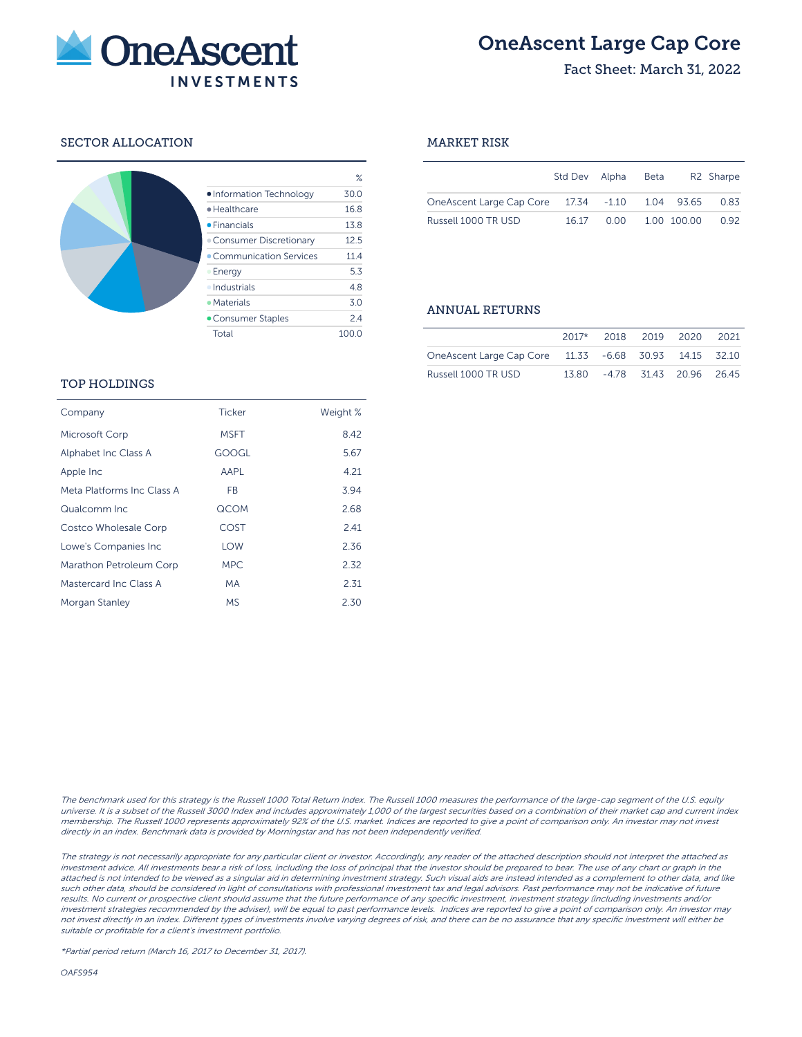# OneAscent Large Cap Core

Fact Sheet: March 31, 2022

## SECTOR ALLOCATION

| | % |
|---|---|
| Information Technology | 30.0 |
| Healthcare | 16.8 |
| Financials | 13.8 |
| Consumer Discretionary | 12.5 |
| Communication Services | 11.4 |
| Energy | 5.3 |
| Industrials | 4.8 |
| Materials | 3.0 |
| Consumer Staples | 2.4 |
| Total | 100.0 |

## MARKET RISK

| | Std Dev | Alpha | Beta | R2 | Sharpe |
|---|---|---|---|---|---|
| OneAscent Large Cap Core | 17.34 | -1.10 | 1.04 | 93.65 | 0.83 |
| Russell 1000 TR USD | 16.17 | 0.00 | 1.00 | 100.00 | 0.92 |

## ANNUAL RETURNS

| | 2017* | 2018 | 2019 | 2020 | 2021 |
|---|---|---|---|---|---|
| OneAscent Large Cap Core | 11.33 | -6.68 | 30.93 | 14.15 | 32.10 |
| Russell 1000 TR USD | 13.80 | -4.78 | 31.43 | 20.96 | 26.45 |

## TOP HOLDINGS

| Company | Ticker | Weight % |
|---|---|---|
| Microsoft Corp | MSFT | 8.42 |
| Alphabet Inc Class A | GOOGL | 5.67 |
| Apple Inc | AAPL | 4.21 |
| Meta Platforms Inc Class A | FB | 3.94 |
| Qualcomm Inc | QCOM | 2.68 |
| Costco Wholesale Corp | COST | 2.41 |
| Lowe's Companies Inc | LOW | 2.36 |
| Marathon Petroleum Corp | MPC | 2.32 |
| Mastercard Inc Class A | MA | 2.31 |
| Morgan Stanley | MS | 2.30 |

*The benchmark used for this strategy is the Russell 1000 Total Return Index. The Russell 1000 measures the performance of the large-cap segment of the U.S. equity universe. It is a subset of the Russell 3000 Index and includes approximately 1,000 of the largest securities based on a combination of their market cap and current index membership. The Russell 1000 represents approximately 92% of the U.S. market. Indices are reported to give a point of comparison only. An investor may not invest directly in an index. Benchmark data is provided by Morningstar and has not been independently verified.*

*The strategy is not necessarily appropriate for any particular client or investor. Accordingly, any reader of the attached description should not interpret the attached as investment advice. All investments bear a risk of loss, including the loss of principal that the investor should be prepared to bear. The use of any chart or graph in the attached is not intended to be viewed as a singular aid in determining investment strategy. Such visual aids are instead intended as a complement to other data, and like such other data, should be considered in light of consultations with professional investment tax and legal advisors. Past performance may not be indicative of future results. No current or prospective client should assume that the future performance of any specific investment, investment strategy (including investments and/or investment strategies recommended by the adviser), will be equal to past performance levels. Indices are reported to give a point of comparison only. An investor may not invest directly in an index. Different types of investments involve varying degrees of risk, and there can be no assurance that any specific investment will either be suitable or profitable for a client's investment portfolio.*

*Partial period return (March 16, 2017 to December 31, 2017).

OAFS954